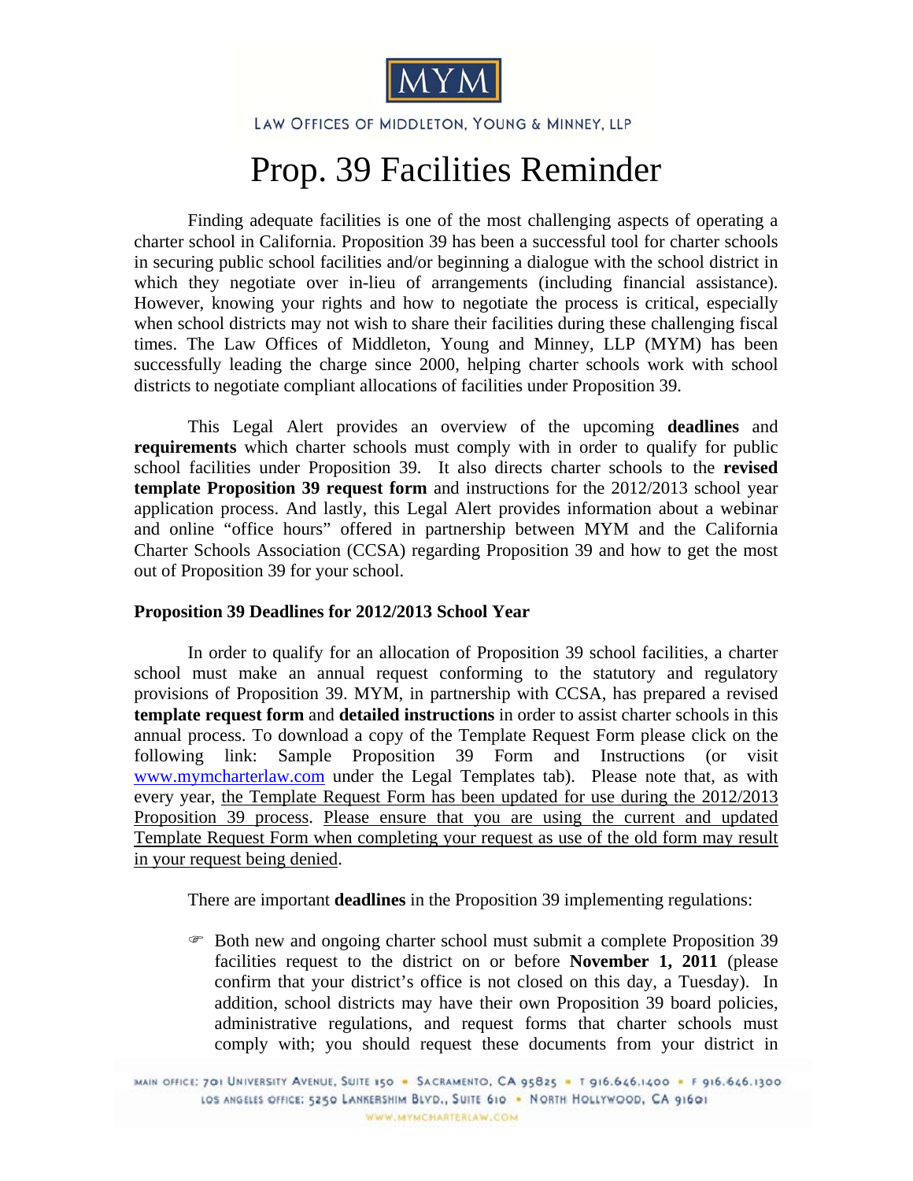MYM

LAW OFFICES OF MIDDLETON, YOUNG & MINNEY, LLP

# Prop. 39 Facilities Reminder

Finding adequate facilities is one of the most challenging aspects of operating a charter school in California. Proposition 39 has been a successful tool for charter schools in securing public school facilities and/or beginning a dialogue with the school district in which they negotiate over in-lieu of arrangements (including financial assistance). However, knowing your rights and how to negotiate the process is critical, especially when school districts may not wish to share their facilities during these challenging fiscal times. The Law Offices of Middleton, Young and Minney, LLP (MYM) has been successfully leading the charge since 2000, helping charter schools work with school districts to negotiate compliant allocations of facilities under Proposition 39.

This Legal Alert provides an overview of the upcoming **deadlines** and **requirements** which charter schools must comply with in order to qualify for public school facilities under Proposition 39. It also directs charter schools to the **revised template Proposition 39 request form** and instructions for the 2012/2013 school year application process. And lastly, this Legal Alert provides information about a webinar and online "office hours" offered in partnership between MYM and the California Charter Schools Association (CCSA) regarding Proposition 39 and how to get the most out of Proposition 39 for your school.

**Proposition 39 Deadlines for 2012/2013 School Year**

In order to qualify for an allocation of Proposition 39 school facilities, a charter school must make an annual request conforming to the statutory and regulatory provisions of Proposition 39. MYM, in partnership with CCSA, has prepared a revised **template request form** and **detailed instructions** in order to assist charter schools in this annual process. To download a copy of the Template Request Form please click on the following link: Sample Proposition 39 Form and Instructions (or visit www.mymcharterlaw.com under the Legal Templates tab). Please note that, as with every year, the Template Request Form has been updated for use during the 2012/2013 Proposition 39 process. Please ensure that you are using the current and updated Template Request Form when completing your request as use of the old form may result in your request being denied.

There are important **deadlines** in the Proposition 39 implementing regulations:

- Both new and ongoing charter school must submit a complete Proposition 39 facilities request to the district on or before **November 1, 2011** (please confirm that your district's office is not closed on this day, a Tuesday). In addition, school districts may have their own Proposition 39 board policies, administrative regulations, and request forms that charter schools must comply with; you should request these documents from your district in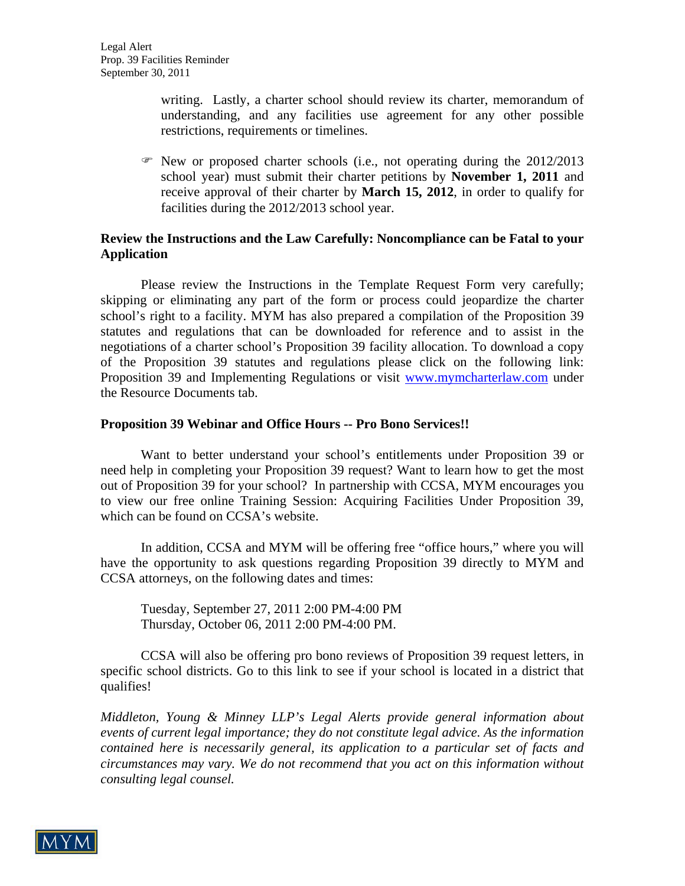writing. Lastly, a charter school should review its charter, memorandum of understanding, and any facilities use agreement for any other possible restrictions, requirements or timelines.

- New or proposed charter schools (i.e., not operating during the 2012/2013 school year) must submit their charter petitions by **November 1, 2011** and receive approval of their charter by **March 15, 2012**, in order to qualify for facilities during the 2012/2013 school year.

**Review the Instructions and the Law Carefully: Noncompliance can be Fatal to your Application**

Please review the Instructions in the Template Request Form very carefully; skipping or eliminating any part of the form or process could jeopardize the charter school's right to a facility. MYM has also prepared a compilation of the Proposition 39 statutes and regulations that can be downloaded for reference and to assist in the negotiations of a charter school's Proposition 39 facility allocation. To download a copy of the Proposition 39 statutes and regulations please click on the following link: Proposition 39 and Implementing Regulations or visit www.mymcharterlaw.com under the Resource Documents tab.

**Proposition 39 Webinar and Office Hours -- Pro Bono Services!!**

Want to better understand your school's entitlements under Proposition 39 or need help in completing your Proposition 39 request? Want to learn how to get the most out of Proposition 39 for your school? In partnership with CCSA, MYM encourages you to view our free online Training Session: Acquiring Facilities Under Proposition 39, which can be found on CCSA's website.

In addition, CCSA and MYM will be offering free "office hours," where you will have the opportunity to ask questions regarding Proposition 39 directly to MYM and CCSA attorneys, on the following dates and times:

Tuesday, September 27, 2011 2:00 PM-4:00 PM
Thursday, October 06, 2011 2:00 PM-4:00 PM.

CCSA will also be offering pro bono reviews of Proposition 39 request letters, in specific school districts. Go to this link to see if your school is located in a district that qualifies!

*Middleton, Young & Minney LLP's Legal Alerts provide general information about events of current legal importance; they do not constitute legal advice. As the information contained here is necessarily general, its application to a particular set of facts and circumstances may vary. We do not recommend that you act on this information without consulting legal counsel.*

MYM